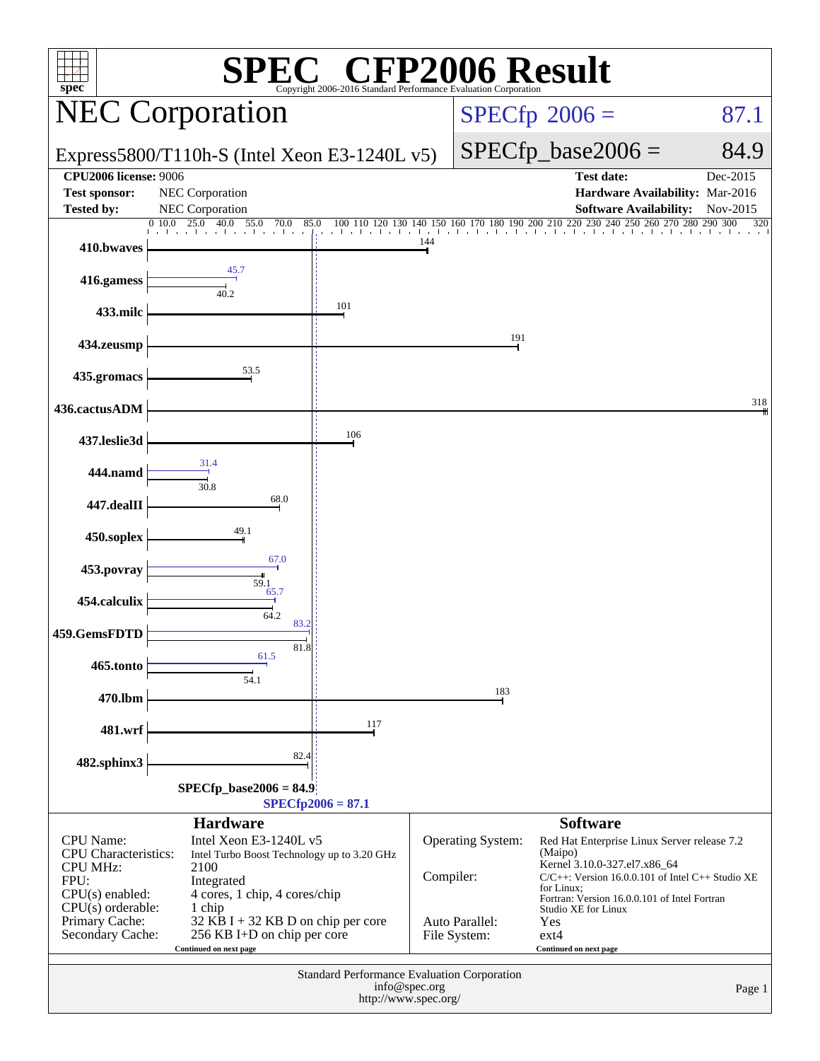# SPEC CFP2006 Result

Copyright 2006-2016 Standard Performance Evaluation Corporation

## NEC Corporation

Express5800/T110h-S (Intel Xeon E3-1240L v5)

SPECfp 2006 = 87.1

SPECfp_base2006 = 84.9

| | | | |
|---|---|---|---|
| **CPU2006 license:** 9006 | | **Test date:** | Dec-2015 |
| **Test sponsor:** | NEC Corporation | **Hardware Availability:** | Mar-2016 |
| **Tested by:** | NEC Corporation | **Software Availability:** | Nov-2015 |

| Benchmark | Base | Peak |
|---|---|---|
| 410.bwaves | 144 | |
| 416.gamess | 40.2 | 45.7 |
| 433.milc | 101 | |
| 434.zeusmp | 191 | |
| 435.gromacs | 53.5 | |
| 436.cactusADM | 318 | |
| 437.leslie3d | 106 | |
| 444.namd | 30.8 | 31.4 |
| 447.dealII | 68.0 | |
| 450.soplex | 49.1 | |
| 453.povray | 59.1 | 67.0 |
| 454.calculix | 64.2 | 65.7 |
| 459.GemsFDTD | 81.8 | 83.2 |
| 465.tonto | 54.1 | 61.5 |
| 470.lbm | 183 | |
| 481.wrf | 117 | |
| 482.sphinx3 | 82.4 | |

**SPECfp_base2006 = 84.9**

**SPECfp2006 = 87.1**

### Hardware

| | |
|---|---|
| CPU Name: | Intel Xeon E3-1240L v5 |
| CPU Characteristics: | Intel Turbo Boost Technology up to 3.20 GHz |
| CPU MHz: | 2100 |
| FPU: | Integrated |
| CPU(s) enabled: | 4 cores, 1 chip, 4 cores/chip |
| CPU(s) orderable: | 1 chip |
| Primary Cache: | 32 KB I + 32 KB D on chip per core |
| Secondary Cache: | 256 KB I+D on chip per core |

Continued on next page

### Software

| | |
|---|---|
| Operating System: | Red Hat Enterprise Linux Server release 7.2 (Maipo) Kernel 3.10.0-327.el7.x86_64 |
| Compiler: | C/C++: Version 16.0.0.101 of Intel C++ Studio XE for Linux; Fortran: Version 16.0.0.101 of Intel Fortran Studio XE for Linux |
| Auto Parallel: | Yes |
| File System: | ext4 |

Continued on next page

Standard Performance Evaluation Corporation
info@spec.org
http://www.spec.org/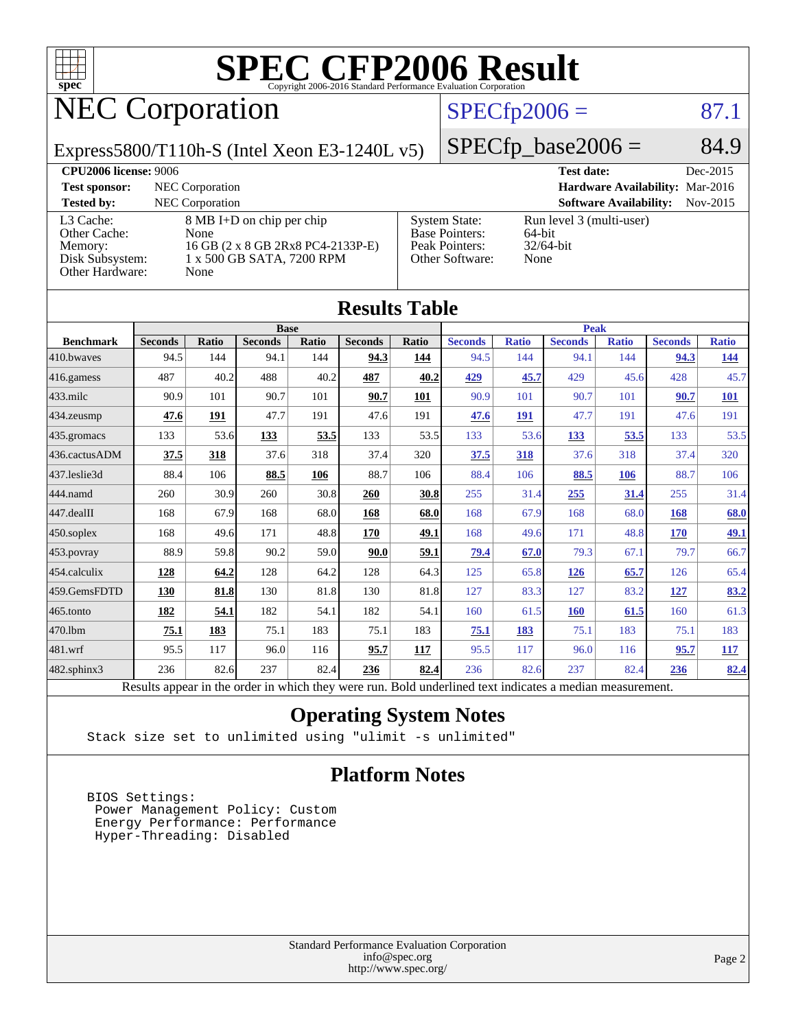# SPEC CFP2006 Result

Copyright 2006-2016 Standard Performance Evaluation Corporation

## NEC Corporation

Express5800/T110h-S (Intel Xeon E3-1240L v5)

SPECfp2006 = 87.1

SPECfp_base2006 = 84.9

| | | | |
|---|---|---|---|
| **CPU2006 license:** 9006 | | **Test date:** | Dec-2015 |
| **Test sponsor:** | NEC Corporation | **Hardware Availability:** | Mar-2016 |
| **Tested by:** | NEC Corporation | **Software Availability:** | Nov-2015 |

| | | | |
|---|---|---|---|
| L3 Cache: | 8 MB I+D on chip per chip | System State: | Run level 3 (multi-user) |
| Other Cache: | None | Base Pointers: | 64-bit |
| Memory: | 16 GB (2 x 8 GB 2Rx8 PC4-2133P-E) | Peak Pointers: | 32/64-bit |
| Disk Subsystem: | 1 x 500 GB SATA, 7200 RPM | Other Software: | None |
| Other Hardware: | None | | |

## Results Table

| | Base | | | | | | Peak | | | | | |
|---|---|---|---|---|---|---|---|---|---|---|---|---|
| **Benchmark** | **Seconds** | **Ratio** | **Seconds** | **Ratio** | **Seconds** | **Ratio** | **Seconds** | **Ratio** | **Seconds** | **Ratio** | **Seconds** | **Ratio** |
| 410.bwaves | 94.5 | 144 | 94.1 | 144 | **94.3** | **144** | 94.5 | 144 | 94.1 | 144 | **94.3** | **144** |
| 416.gamess | 487 | 40.2 | 488 | 40.2 | **487** | **40.2** | **429** | **45.7** | 429 | 45.6 | 428 | 45.7 |
| 433.milc | 90.9 | 101 | 90.7 | 101 | **90.7** | **101** | 90.9 | 101 | 90.7 | 101 | **90.7** | **101** |
| 434.zeusmp | **47.6** | **191** | 47.7 | 191 | 47.6 | 191 | **47.6** | **191** | 47.7 | 191 | 47.6 | 191 |
| 435.gromacs | 133 | 53.6 | **133** | **53.5** | 133 | 53.5 | 133 | 53.6 | **133** | **53.5** | 133 | 53.5 |
| 436.cactusADM | **37.5** | **318** | 37.6 | 318 | 37.4 | 320 | **37.5** | **318** | 37.6 | 318 | 37.4 | 320 |
| 437.leslie3d | 88.4 | 106 | **88.5** | **106** | 88.7 | 106 | 88.4 | 106 | **88.5** | **106** | 88.7 | 106 |
| 444.namd | 260 | 30.9 | 260 | 30.8 | **260** | **30.8** | 255 | 31.4 | **255** | **31.4** | 255 | 31.4 |
| 447.dealII | 168 | 67.9 | 168 | 68.0 | **168** | **68.0** | 168 | 67.9 | 168 | 68.0 | **168** | **68.0** |
| 450.soplex | 168 | 49.6 | 171 | 48.8 | **170** | **49.1** | 168 | 49.6 | 171 | 48.8 | **170** | **49.1** |
| 453.povray | 88.9 | 59.8 | 90.2 | 59.0 | **90.0** | **59.1** | **79.4** | **67.0** | 79.3 | 67.1 | 79.7 | 66.7 |
| 454.calculix | **128** | **64.2** | 128 | 64.2 | 128 | 64.3 | 125 | 65.8 | **126** | **65.7** | 126 | 65.4 |
| 459.GemsFDTD | **130** | **81.8** | 130 | 81.8 | 130 | 81.8 | 127 | 83.3 | 127 | 83.2 | **127** | **83.2** |
| 465.tonto | **182** | **54.1** | 182 | 54.1 | 182 | 54.1 | 160 | 61.5 | **160** | **61.5** | 160 | 61.3 |
| 470.lbm | **75.1** | **183** | 75.1 | 183 | 75.1 | 183 | **75.1** | **183** | 75.1 | 183 | 75.1 | 183 |
| 481.wrf | 95.5 | 117 | 96.0 | 116 | **95.7** | **117** | 95.5 | 117 | 96.0 | 116 | **95.7** | **117** |
| 482.sphinx3 | 236 | 82.6 | 237 | 82.4 | **236** | **82.4** | 236 | 82.6 | 237 | 82.4 | **236** | **82.4** |

Results appear in the order in which they were run. Bold underlined text indicates a median measurement.

## Operating System Notes

```
Stack size set to unlimited using "ulimit -s unlimited"
```

## Platform Notes

```
BIOS Settings:
 Power Management Policy: Custom
 Energy Performance: Performance
 Hyper-Threading: Disabled
```

Standard Performance Evaluation Corporation
info@spec.org
http://www.spec.org/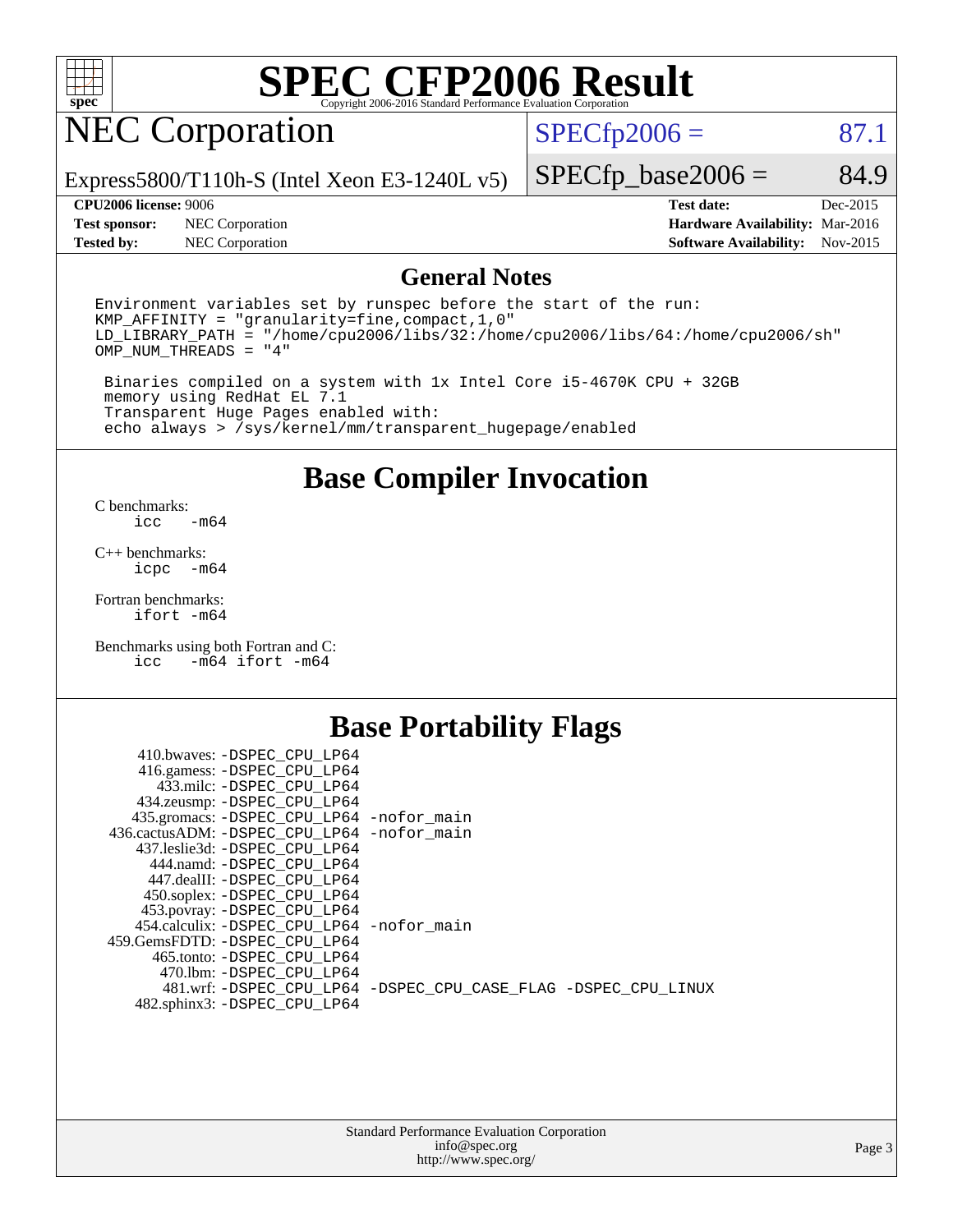# SPEC CFP2006 Result

Copyright 2006-2016 Standard Performance Evaluation Corporation

## NEC Corporation

Express5800/T110h-S (Intel Xeon E3-1240L v5)

SPECfp2006 = 87.1

SPECfp_base2006 = 84.9

| | | | |
|---|---|---|---|
| **CPU2006 license:** 9006 | | **Test date:** | Dec-2015 |
| **Test sponsor:** | NEC Corporation | **Hardware Availability:** | Mar-2016 |
| **Tested by:** | NEC Corporation | **Software Availability:** | Nov-2015 |

## General Notes

```
Environment variables set by runspec before the start of the run:
KMP_AFFINITY = "granularity=fine,compact,1,0"
LD_LIBRARY_PATH = "/home/cpu2006/libs/32:/home/cpu2006/libs/64:/home/cpu2006/sh"
OMP_NUM_THREADS = "4"

 Binaries compiled on a system with 1x Intel Core i5-4670K CPU + 32GB
 memory using RedHat EL 7.1
 Transparent Huge Pages enabled with:
 echo always > /sys/kernel/mm/transparent_hugepage/enabled
```

## Base Compiler Invocation

C benchmarks:
```
icc   -m64
```

C++ benchmarks:
```
icpc  -m64
```

Fortran benchmarks:
```
ifort -m64
```

Benchmarks using both Fortran and C:
```
icc   -m64 ifort -m64
```

## Base Portability Flags

```
    410.bwaves: -DSPEC_CPU_LP64
    416.gamess: -DSPEC_CPU_LP64
      433.milc: -DSPEC_CPU_LP64
    434.zeusmp: -DSPEC_CPU_LP64
   435.gromacs: -DSPEC_CPU_LP64 -nofor_main
 436.cactusADM: -DSPEC_CPU_LP64 -nofor_main
   437.leslie3d: -DSPEC_CPU_LP64
     444.namd: -DSPEC_CPU_LP64
    447.dealII: -DSPEC_CPU_LP64
    450.soplex: -DSPEC_CPU_LP64
    453.povray: -DSPEC_CPU_LP64
  454.calculix: -DSPEC_CPU_LP64 -nofor_main
 459.GemsFDTD: -DSPEC_CPU_LP64
     465.tonto: -DSPEC_CPU_LP64
      470.lbm: -DSPEC_CPU_LP64
      481.wrf: -DSPEC_CPU_LP64 -DSPEC_CPU_CASE_FLAG -DSPEC_CPU_LINUX
   482.sphinx3: -DSPEC_CPU_LP64
```

Standard Performance Evaluation Corporation
info@spec.org
http://www.spec.org/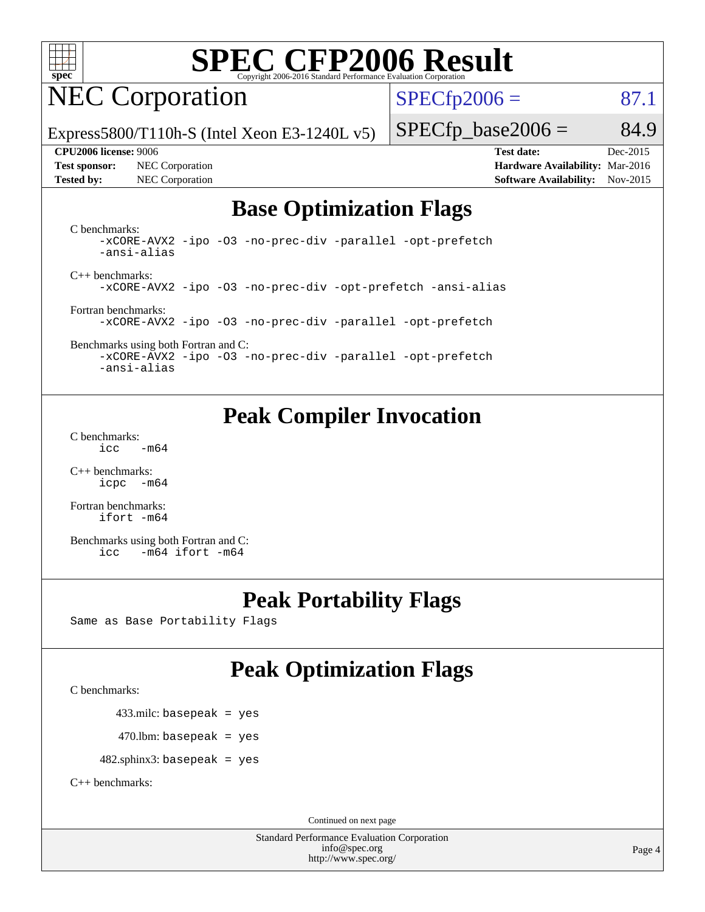# SPEC CFP2006 Result

Copyright 2006-2016 Standard Performance Evaluation Corporation

## NEC Corporation

Express5800/T110h-S (Intel Xeon E3-1240L v5)

SPECfp2006 = 87.1

SPECfp_base2006 = 84.9

| | | | |
|---|---|---|---|
| **CPU2006 license:** 9006 | | **Test date:** | Dec-2015 |
| **Test sponsor:** | NEC Corporation | **Hardware Availability:** | Mar-2016 |
| **Tested by:** | NEC Corporation | **Software Availability:** | Nov-2015 |

## Base Optimization Flags

C benchmarks:

```
-xCORE-AVX2 -ipo -O3 -no-prec-div -parallel -opt-prefetch
-ansi-alias
```

C++ benchmarks:

```
-xCORE-AVX2 -ipo -O3 -no-prec-div -opt-prefetch -ansi-alias
```

Fortran benchmarks:

```
-xCORE-AVX2 -ipo -O3 -no-prec-div -parallel -opt-prefetch
```

Benchmarks using both Fortran and C:

```
-xCORE-AVX2 -ipo -O3 -no-prec-div -parallel -opt-prefetch
-ansi-alias
```

## Peak Compiler Invocation

C benchmarks:

```
icc   -m64
```

C++ benchmarks:

```
icpc  -m64
```

Fortran benchmarks:

```
ifort -m64
```

Benchmarks using both Fortran and C:

```
icc   -m64 ifort -m64
```

## Peak Portability Flags

Same as Base Portability Flags

## Peak Optimization Flags

C benchmarks:

433.milc: basepeak = yes

470.lbm: basepeak = yes

482.sphinx3: basepeak = yes

C++ benchmarks:

Continued on next page

Standard Performance Evaluation Corporation
info@spec.org
http://www.spec.org/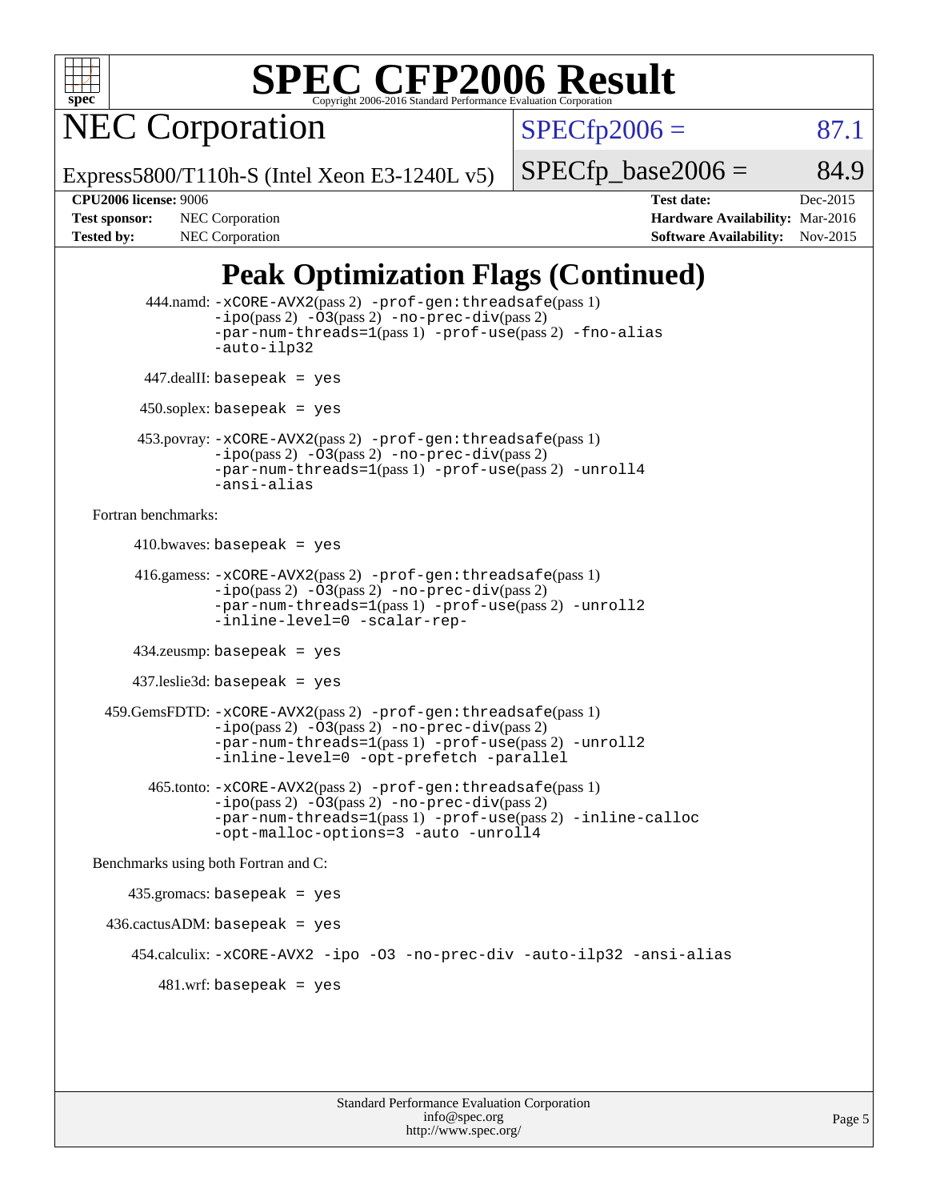# SPEC CFP2006 Result

Copyright 2006-2016 Standard Performance Evaluation Corporation

## NEC Corporation

Express5800/T110h-S (Intel Xeon E3-1240L v5)

| | |
|---|---|
| SPECfp2006 = | 87.1 |
| SPECfp_base2006 = | 84.9 |

| | | | |
|---|---|---|---|
| **CPU2006 license:** | 9006 | **Test date:** | Dec-2015 |
| **Test sponsor:** | NEC Corporation | **Hardware Availability:** | Mar-2016 |
| **Tested by:** | NEC Corporation | **Software Availability:** | Nov-2015 |

## Peak Optimization Flags (Continued)

444.namd: -xCORE-AVX2(pass 2) -prof-gen:threadsafe(pass 1) -ipo(pass 2) -O3(pass 2) -no-prec-div(pass 2) -par-num-threads=1(pass 1) -prof-use(pass 2) -fno-alias -auto-ilp32

447.dealII: basepeak = yes

450.soplex: basepeak = yes

453.povray: -xCORE-AVX2(pass 2) -prof-gen:threadsafe(pass 1) -ipo(pass 2) -O3(pass 2) -no-prec-div(pass 2) -par-num-threads=1(pass 1) -prof-use(pass 2) -unroll4 -ansi-alias

Fortran benchmarks:

410.bwaves: basepeak = yes

416.gamess: -xCORE-AVX2(pass 2) -prof-gen:threadsafe(pass 1) -ipo(pass 2) -O3(pass 2) -no-prec-div(pass 2) -par-num-threads=1(pass 1) -prof-use(pass 2) -unroll2 -inline-level=0 -scalar-rep-

434.zeusmp: basepeak = yes

437.leslie3d: basepeak = yes

459.GemsFDTD: -xCORE-AVX2(pass 2) -prof-gen:threadsafe(pass 1) -ipo(pass 2) -O3(pass 2) -no-prec-div(pass 2) -par-num-threads=1(pass 1) -prof-use(pass 2) -unroll2 -inline-level=0 -opt-prefetch -parallel

465.tonto: -xCORE-AVX2(pass 2) -prof-gen:threadsafe(pass 1) -ipo(pass 2) -O3(pass 2) -no-prec-div(pass 2) -par-num-threads=1(pass 1) -prof-use(pass 2) -inline-calloc -opt-malloc-options=3 -auto -unroll4

Benchmarks using both Fortran and C:

435.gromacs: basepeak = yes

436.cactusADM: basepeak = yes

454.calculix: -xCORE-AVX2 -ipo -O3 -no-prec-div -auto-ilp32 -ansi-alias

481.wrf: basepeak = yes

Standard Performance Evaluation Corporation
info@spec.org
http://www.spec.org/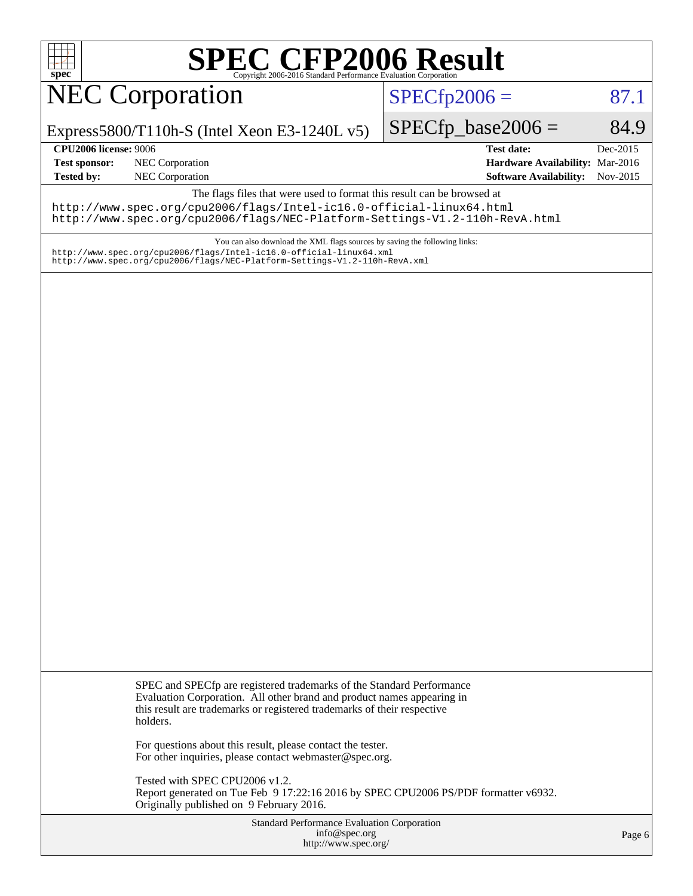# SPEC CFP2006 Result

Copyright 2006-2016 Standard Performance Evaluation Corporation

## NEC Corporation

Express5800/T110h-S (Intel Xeon E3-1240L v5)

SPECfp2006 = 87.1

SPECfp_base2006 = 84.9

| | | | |
|---|---|---|---|
| **CPU2006 license:** 9006 | | **Test date:** | Dec-2015 |
| **Test sponsor:** | NEC Corporation | **Hardware Availability:** | Mar-2016 |
| **Tested by:** | NEC Corporation | **Software Availability:** | Nov-2015 |

The flags files that were used to format this result can be browsed at

http://www.spec.org/cpu2006/flags/Intel-ic16.0-official-linux64.html
http://www.spec.org/cpu2006/flags/NEC-Platform-Settings-V1.2-110h-RevA.html

You can also download the XML flags sources by saving the following links:

http://www.spec.org/cpu2006/flags/Intel-ic16.0-official-linux64.xml
http://www.spec.org/cpu2006/flags/NEC-Platform-Settings-V1.2-110h-RevA.xml

SPEC and SPECfp are registered trademarks of the Standard Performance Evaluation Corporation. All other brand and product names appearing in this result are trademarks or registered trademarks of their respective holders.

For questions about this result, please contact the tester.
For other inquiries, please contact webmaster@spec.org.

Tested with SPEC CPU2006 v1.2.
Report generated on Tue Feb 9 17:22:16 2016 by SPEC CPU2006 PS/PDF formatter v6932.
Originally published on 9 February 2016.

Standard Performance Evaluation Corporation
info@spec.org
http://www.spec.org/